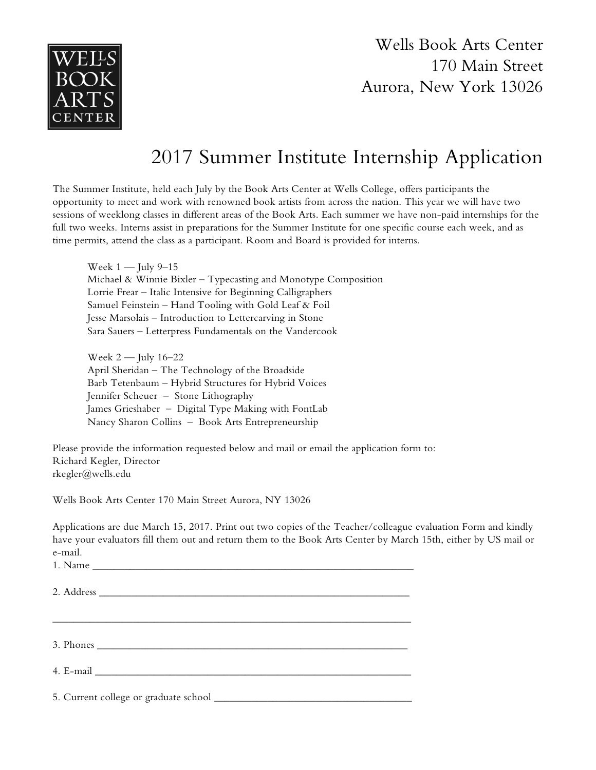WELLS BOOK ARTS CENTER

Wells Book Arts Center
170 Main Street
Aurora, New York 13026

# 2017 Summer Institute Internship Application

The Summer Institute, held each July by the Book Arts Center at Wells College, offers participants the opportunity to meet and work with renowned book artists from across the nation. This year we will have two sessions of weeklong classes in different areas of the Book Arts. Each summer we have non-paid internships for the full two weeks. Interns assist in preparations for the Summer Institute for one specific course each week, and as time permits, attend the class as a participant. Room and Board is provided for interns.

Week 1 — July 9–15
Michael & Winnie Bixler – Typecasting and Monotype Composition
Lorrie Frear – Italic Intensive for Beginning Calligraphers
Samuel Feinstein – Hand Tooling with Gold Leaf & Foil
Jesse Marsolais – Introduction to Lettercarving in Stone
Sara Sauers – Letterpress Fundamentals on the Vandercook

Week 2 — July 16–22
April Sheridan – The Technology of the Broadside
Barb Tetenbaum – Hybrid Structures for Hybrid Voices
Jennifer Scheuer – Stone Lithography
James Grieshaber – Digital Type Making with FontLab
Nancy Sharon Collins – Book Arts Entrepreneurship

Please provide the information requested below and mail or email the application form to:
Richard Kegler, Director
rkegler@wells.edu

Wells Book Arts Center 170 Main Street Aurora, NY 13026

Applications are due March 15, 2017. Print out two copies of the Teacher/colleague evaluation Form and kindly have your evaluators fill them out and return them to the Book Arts Center by March 15th, either by US mail or e-mail.

1. Name ______________________________________________________________

2. Address ____________________________________________________________

______________________________________________________________________

3. Phones _____________________________________________________________

4. E-mail ______________________________________________________________

5. Current college or graduate school ____________________________________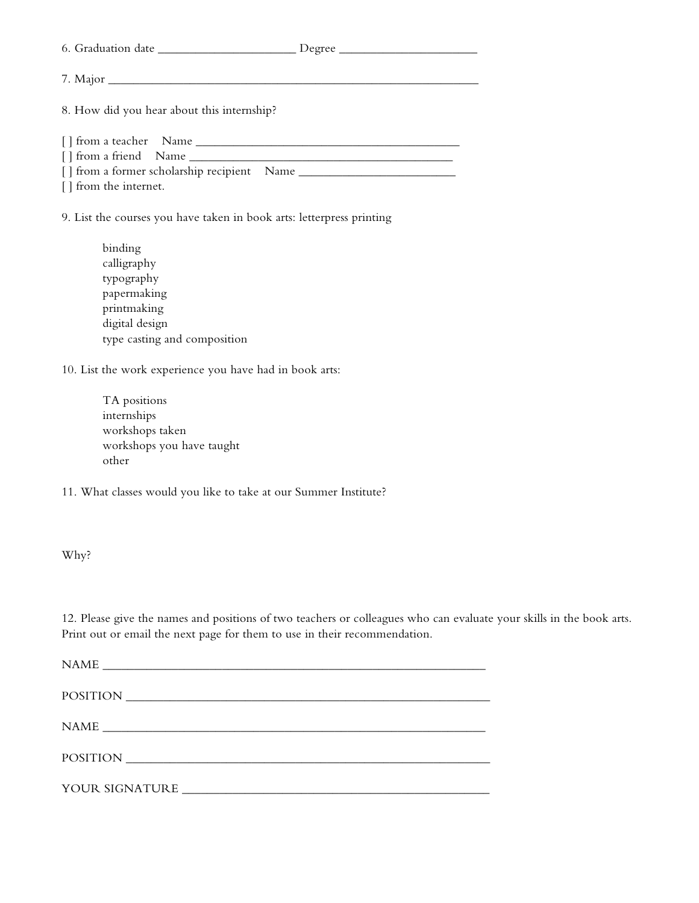6. Graduation date ______________________ Degree ______________________

7. Major ______________________________________________________________

8. How did you hear about this internship?

[ ] from a teacher Name ____________________________________________
[ ] from a friend Name ____________________________________________
[ ] from a former scholarship recipient Name _________________________
[ ] from the internet.

9. List the courses you have taken in book arts: letterpress printing

binding
calligraphy
typography
papermaking
printmaking
digital design
type casting and composition

10. List the work experience you have had in book arts:

TA positions
internships
workshops taken
workshops you have taught
other

11. What classes would you like to take at our Summer Institute?

Why?

12. Please give the names and positions of two teachers or colleagues who can evaluate your skills in the book arts. Print out or email the next page for them to use in their recommendation.

NAME ______________________________________________________________

POSITION ___________________________________________________________

NAME ______________________________________________________________

POSITION ___________________________________________________________

YOUR SIGNATURE ____________________________________________________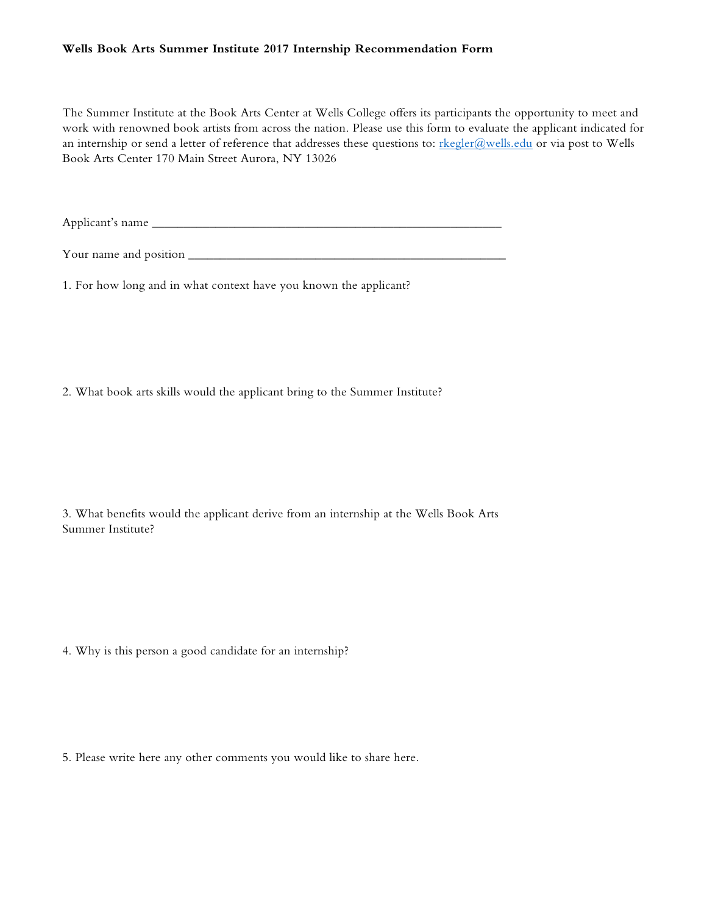**Wells Book Arts Summer Institute 2017 Internship Recommendation Form**

The Summer Institute at the Book Arts Center at Wells College offers its participants the opportunity to meet and work with renowned book artists from across the nation. Please use this form to evaluate the applicant indicated for an internship or send a letter of reference that addresses these questions to: [rkegler@wells.edu](mailto:rkegler@wells.edu) or via post to Wells Book Arts Center 170 Main Street Aurora, NY 13026

Applicant's name ________________________________________________________

Your name and position ___________________________________________________

1. For how long and in what context have you known the applicant?

2. What book arts skills would the applicant bring to the Summer Institute?

3. What benefits would the applicant derive from an internship at the Wells Book Arts Summer Institute?

4. Why is this person a good candidate for an internship?

5. Please write here any other comments you would like to share here.